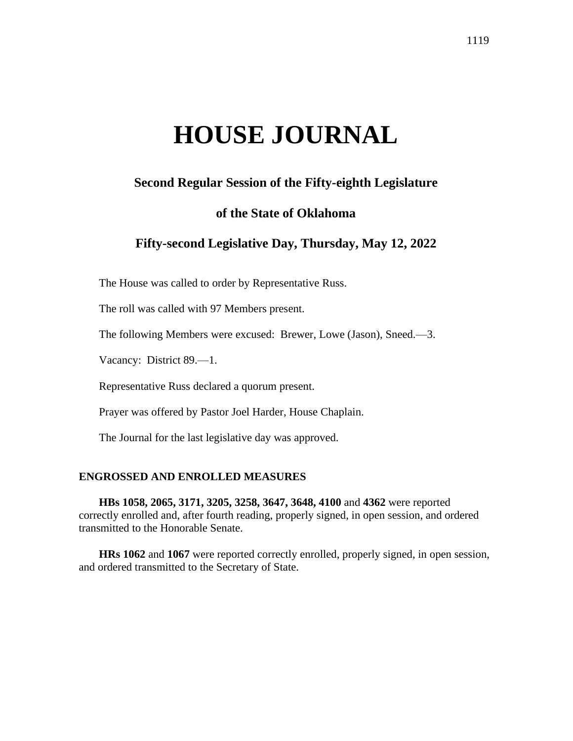# HOUSE JOURNAL

## Second Regular Session of the Fifty-eighth Legislature

## of the State of Oklahoma

## Fifty-second Legislative Day, Thursday, May 12, 2022

The House was called to order by Representative Russ.

The roll was called with 97 Members present.

The following Members were excused: Brewer, Lowe (Jason), Sneed.—3.

Vacancy: District 89.—1.

Representative Russ declared a quorum present.

Prayer was offered by Pastor Joel Harder, House Chaplain.

The Journal for the last legislative day was approved.

### ENGROSSED AND ENROLLED MEASURES

**HBs 1058, 2065, 3171, 3205, 3258, 3647, 3648, 4100** and **4362** were reported correctly enrolled and, after fourth reading, properly signed, in open session, and ordered transmitted to the Honorable Senate.

**HRs 1062** and **1067** were reported correctly enrolled, properly signed, in open session, and ordered transmitted to the Secretary of State.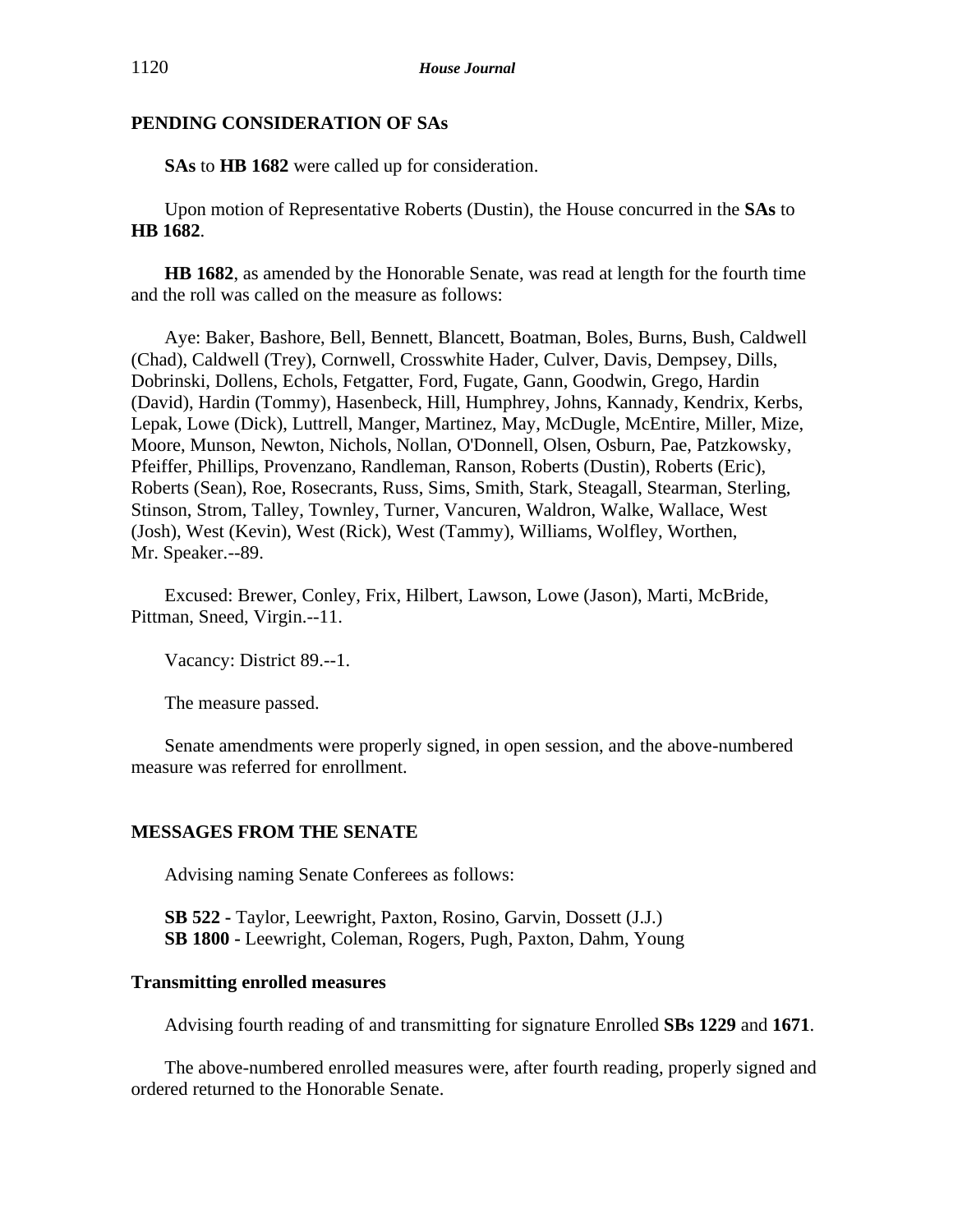## PENDING CONSIDERATION OF SAs

**SAs** to **HB 1682** were called up for consideration.

Upon motion of Representative Roberts (Dustin), the House concurred in the **SAs** to **HB 1682**.

**HB 1682**, as amended by the Honorable Senate, was read at length for the fourth time and the roll was called on the measure as follows:

Aye: Baker, Bashore, Bell, Bennett, Blancett, Boatman, Boles, Burns, Bush, Caldwell (Chad), Caldwell (Trey), Cornwell, Crosswhite Hader, Culver, Davis, Dempsey, Dills, Dobrinski, Dollens, Echols, Fetgatter, Ford, Fugate, Gann, Goodwin, Grego, Hardin (David), Hardin (Tommy), Hasenbeck, Hill, Humphrey, Johns, Kannady, Kendrix, Kerbs, Lepak, Lowe (Dick), Luttrell, Manger, Martinez, May, McDugle, McEntire, Miller, Mize, Moore, Munson, Newton, Nichols, Nollan, O'Donnell, Olsen, Osburn, Pae, Patzkowsky, Pfeiffer, Phillips, Provenzano, Randleman, Ranson, Roberts (Dustin), Roberts (Eric), Roberts (Sean), Roe, Rosecrants, Russ, Sims, Smith, Stark, Steagall, Stearman, Sterling, Stinson, Strom, Talley, Townley, Turner, Vancuren, Waldron, Walke, Wallace, West (Josh), West (Kevin), West (Rick), West (Tammy), Williams, Wolfley, Worthen, Mr. Speaker.--89.

Excused: Brewer, Conley, Frix, Hilbert, Lawson, Lowe (Jason), Marti, McBride, Pittman, Sneed, Virgin.--11.

Vacancy: District 89.--1.

The measure passed.

Senate amendments were properly signed, in open session, and the above-numbered measure was referred for enrollment.

## MESSAGES FROM THE SENATE

Advising naming Senate Conferees as follows:

**SB 522 -** Taylor, Leewright, Paxton, Rosino, Garvin, Dossett (J.J.)
**SB 1800 -** Leewright, Coleman, Rogers, Pugh, Paxton, Dahm, Young

### Transmitting enrolled measures

Advising fourth reading of and transmitting for signature Enrolled **SBs 1229** and **1671**.

The above-numbered enrolled measures were, after fourth reading, properly signed and ordered returned to the Honorable Senate.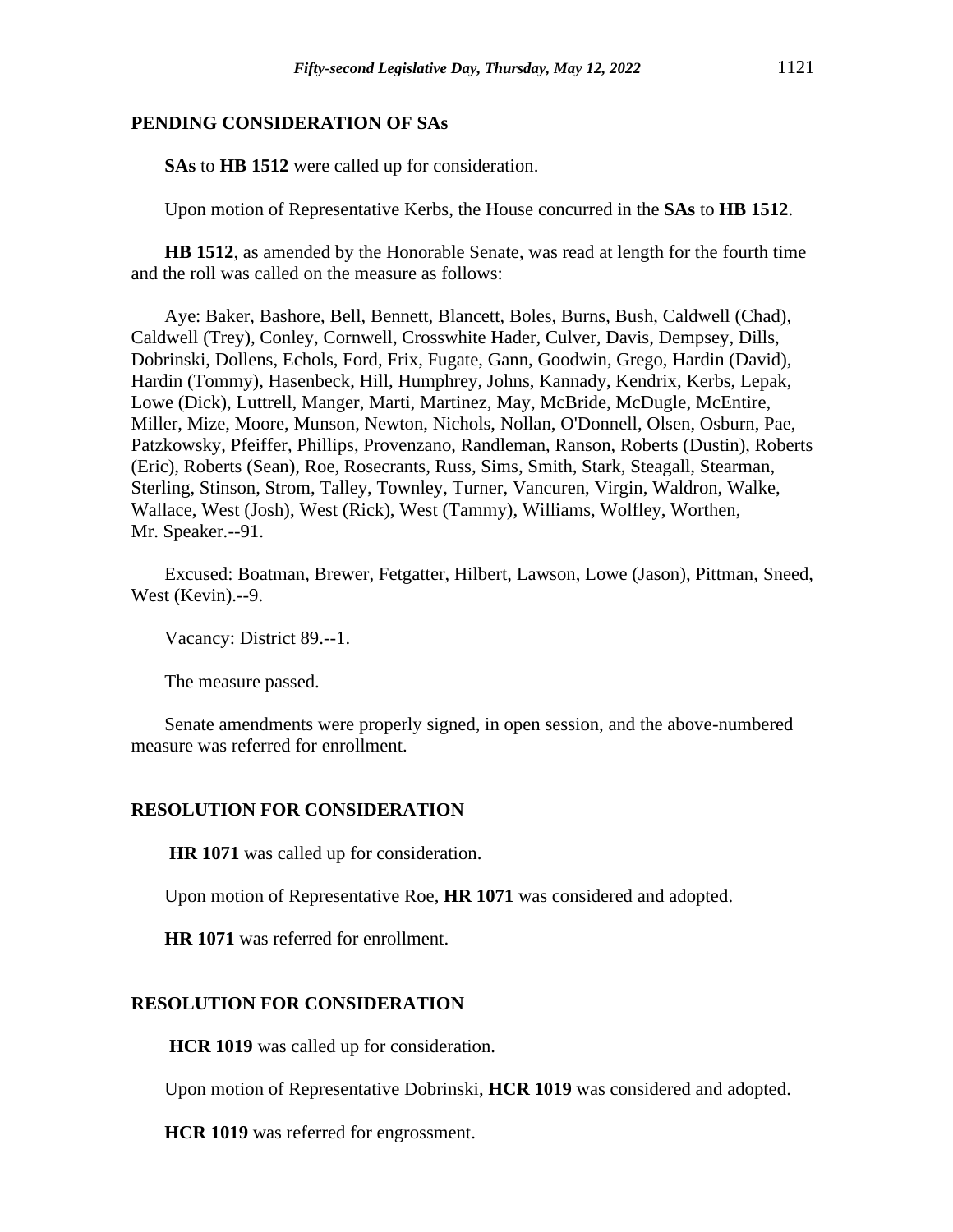## PENDING CONSIDERATION OF SAs

**SAs** to **HB 1512** were called up for consideration.

Upon motion of Representative Kerbs, the House concurred in the **SAs** to **HB 1512**.

**HB 1512**, as amended by the Honorable Senate, was read at length for the fourth time and the roll was called on the measure as follows:

Aye: Baker, Bashore, Bell, Bennett, Blancett, Boles, Burns, Bush, Caldwell (Chad), Caldwell (Trey), Conley, Cornwell, Crosswhite Hader, Culver, Davis, Dempsey, Dills, Dobrinski, Dollens, Echols, Ford, Frix, Fugate, Gann, Goodwin, Grego, Hardin (David), Hardin (Tommy), Hasenbeck, Hill, Humphrey, Johns, Kannady, Kendrix, Kerbs, Lepak, Lowe (Dick), Luttrell, Manger, Marti, Martinez, May, McBride, McDugle, McEntire, Miller, Mize, Moore, Munson, Newton, Nichols, Nollan, O'Donnell, Olsen, Osburn, Pae, Patzkowsky, Pfeiffer, Phillips, Provenzano, Randleman, Ranson, Roberts (Dustin), Roberts (Eric), Roberts (Sean), Roe, Rosecrants, Russ, Sims, Smith, Stark, Steagall, Stearman, Sterling, Stinson, Strom, Talley, Townley, Turner, Vancuren, Virgin, Waldron, Walke, Wallace, West (Josh), West (Rick), West (Tammy), Williams, Wolfley, Worthen, Mr. Speaker.--91.

Excused: Boatman, Brewer, Fetgatter, Hilbert, Lawson, Lowe (Jason), Pittman, Sneed, West (Kevin).--9.

Vacancy: District 89.--1.

The measure passed.

Senate amendments were properly signed, in open session, and the above-numbered measure was referred for enrollment.

## RESOLUTION FOR CONSIDERATION

**HR 1071** was called up for consideration.

Upon motion of Representative Roe, **HR 1071** was considered and adopted.

**HR 1071** was referred for enrollment.

## RESOLUTION FOR CONSIDERATION

**HCR 1019** was called up for consideration.

Upon motion of Representative Dobrinski, **HCR 1019** was considered and adopted.

**HCR 1019** was referred for engrossment.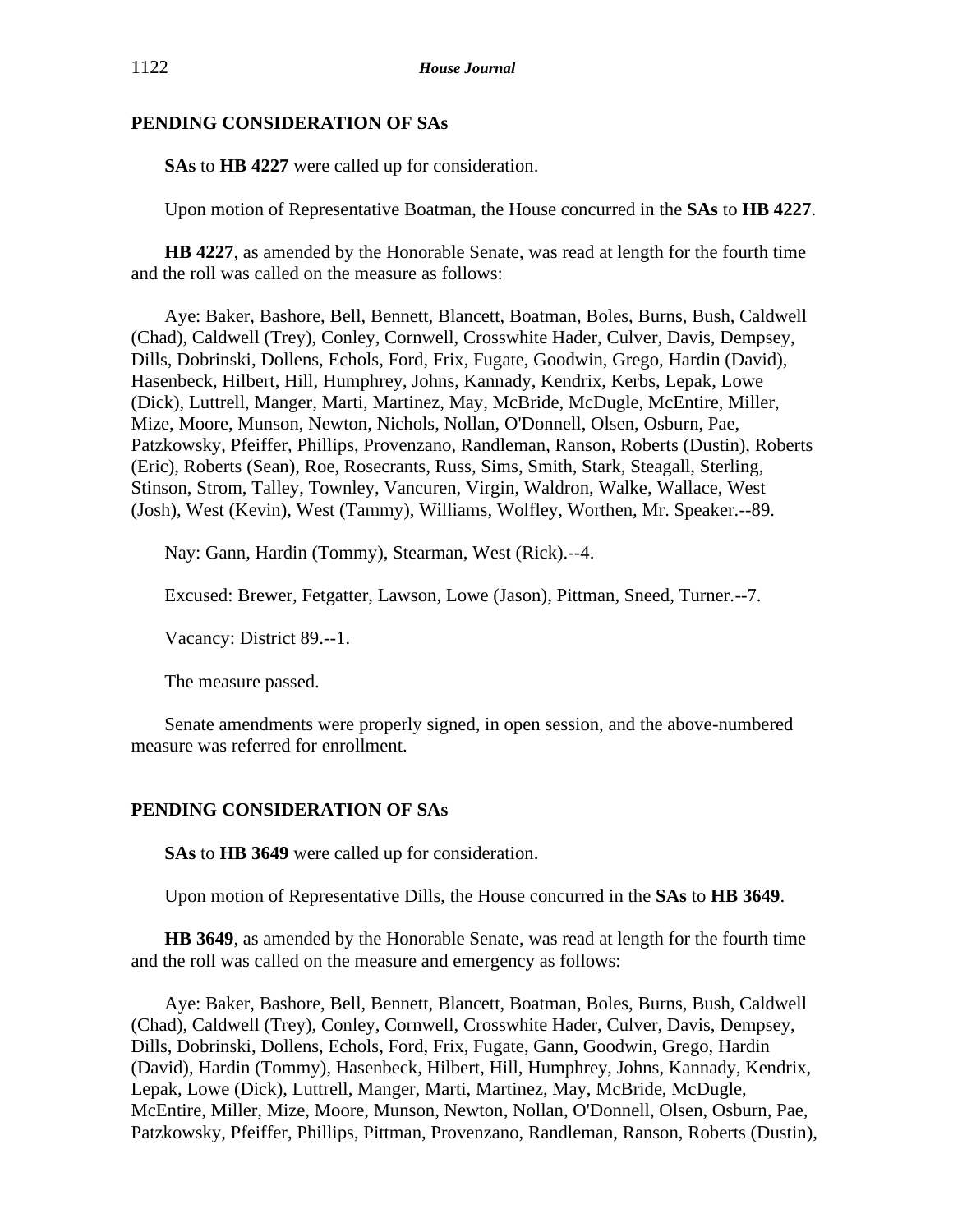## PENDING CONSIDERATION OF SAs

**SAs** to **HB 4227** were called up for consideration.

Upon motion of Representative Boatman, the House concurred in the **SAs** to **HB 4227**.

**HB 4227**, as amended by the Honorable Senate, was read at length for the fourth time and the roll was called on the measure as follows:

Aye: Baker, Bashore, Bell, Bennett, Blancett, Boatman, Boles, Burns, Bush, Caldwell (Chad), Caldwell (Trey), Conley, Cornwell, Crosswhite Hader, Culver, Davis, Dempsey, Dills, Dobrinski, Dollens, Echols, Ford, Frix, Fugate, Goodwin, Grego, Hardin (David), Hasenbeck, Hilbert, Hill, Humphrey, Johns, Kannady, Kendrix, Kerbs, Lepak, Lowe (Dick), Luttrell, Manger, Marti, Martinez, May, McBride, McDugle, McEntire, Miller, Mize, Moore, Munson, Newton, Nichols, Nollan, O'Donnell, Olsen, Osburn, Pae, Patzkowsky, Pfeiffer, Phillips, Provenzano, Randleman, Ranson, Roberts (Dustin), Roberts (Eric), Roberts (Sean), Roe, Rosecrants, Russ, Sims, Smith, Stark, Steagall, Sterling, Stinson, Strom, Talley, Townley, Vancuren, Virgin, Waldron, Walke, Wallace, West (Josh), West (Kevin), West (Tammy), Williams, Wolfley, Worthen, Mr. Speaker.--89.

Nay: Gann, Hardin (Tommy), Stearman, West (Rick).--4.

Excused: Brewer, Fetgatter, Lawson, Lowe (Jason), Pittman, Sneed, Turner.--7.

Vacancy: District 89.--1.

The measure passed.

Senate amendments were properly signed, in open session, and the above-numbered measure was referred for enrollment.

## PENDING CONSIDERATION OF SAs

**SAs** to **HB 3649** were called up for consideration.

Upon motion of Representative Dills, the House concurred in the **SAs** to **HB 3649**.

**HB 3649**, as amended by the Honorable Senate, was read at length for the fourth time and the roll was called on the measure and emergency as follows:

Aye: Baker, Bashore, Bell, Bennett, Blancett, Boatman, Boles, Burns, Bush, Caldwell (Chad), Caldwell (Trey), Conley, Cornwell, Crosswhite Hader, Culver, Davis, Dempsey, Dills, Dobrinski, Dollens, Echols, Ford, Frix, Fugate, Gann, Goodwin, Grego, Hardin (David), Hardin (Tommy), Hasenbeck, Hilbert, Hill, Humphrey, Johns, Kannady, Kendrix, Lepak, Lowe (Dick), Luttrell, Manger, Marti, Martinez, May, McBride, McDugle, McEntire, Miller, Mize, Moore, Munson, Newton, Nollan, O'Donnell, Olsen, Osburn, Pae, Patzkowsky, Pfeiffer, Phillips, Pittman, Provenzano, Randleman, Ranson, Roberts (Dustin),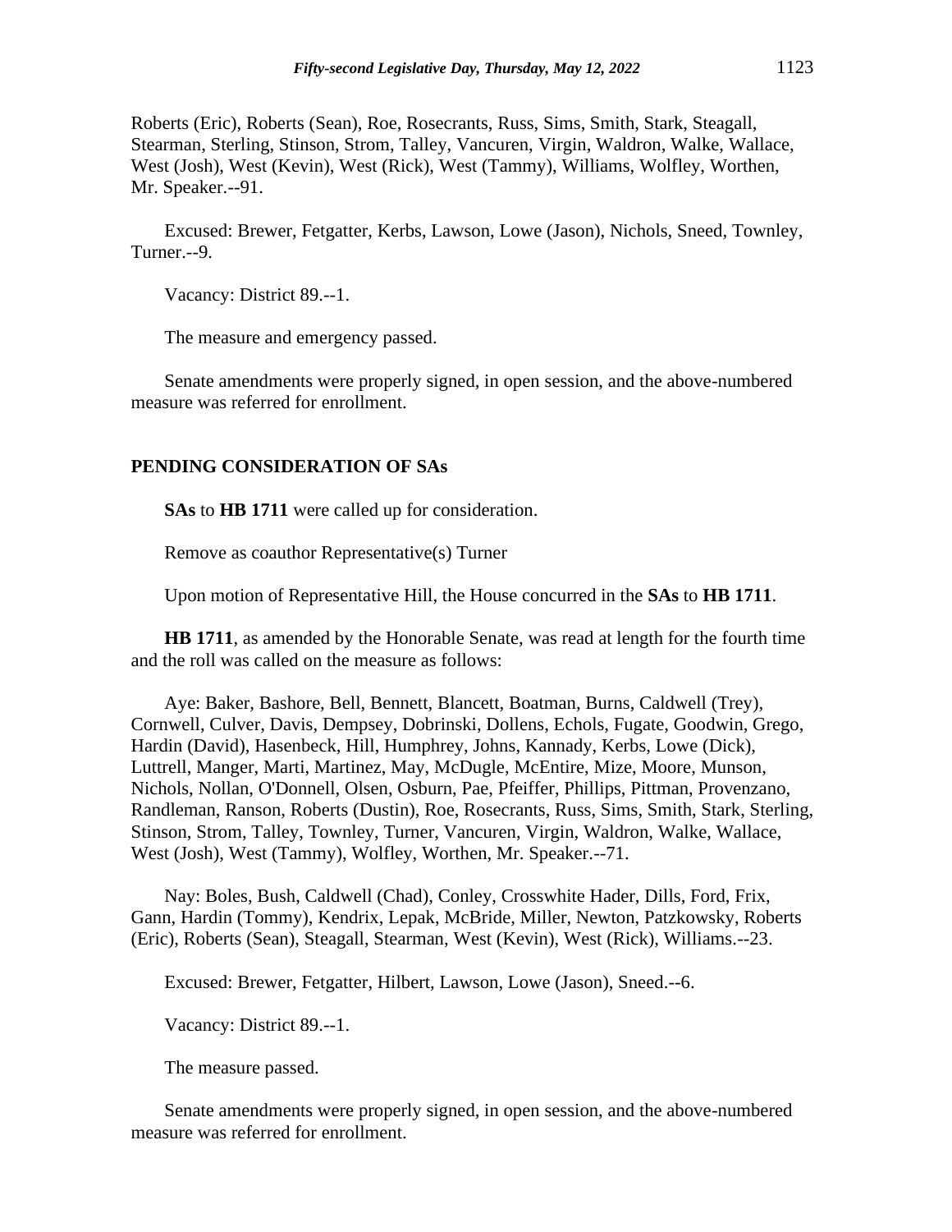Roberts (Eric), Roberts (Sean), Roe, Rosecrants, Russ, Sims, Smith, Stark, Steagall, Stearman, Sterling, Stinson, Strom, Talley, Vancuren, Virgin, Waldron, Walke, Wallace, West (Josh), West (Kevin), West (Rick), West (Tammy), Williams, Wolfley, Worthen, Mr. Speaker.--91.

Excused: Brewer, Fetgatter, Kerbs, Lawson, Lowe (Jason), Nichols, Sneed, Townley, Turner.--9.

Vacancy: District 89.--1.

The measure and emergency passed.

Senate amendments were properly signed, in open session, and the above-numbered measure was referred for enrollment.

**PENDING CONSIDERATION OF SAs**

**SAs** to **HB 1711** were called up for consideration.

Remove as coauthor Representative(s) Turner

Upon motion of Representative Hill, the House concurred in the **SAs** to **HB 1711**.

**HB 1711**, as amended by the Honorable Senate, was read at length for the fourth time and the roll was called on the measure as follows:

Aye: Baker, Bashore, Bell, Bennett, Blancett, Boatman, Burns, Caldwell (Trey), Cornwell, Culver, Davis, Dempsey, Dobrinski, Dollens, Echols, Fugate, Goodwin, Grego, Hardin (David), Hasenbeck, Hill, Humphrey, Johns, Kannady, Kerbs, Lowe (Dick), Luttrell, Manger, Marti, Martinez, May, McDugle, McEntire, Mize, Moore, Munson, Nichols, Nollan, O'Donnell, Olsen, Osburn, Pae, Pfeiffer, Phillips, Pittman, Provenzano, Randleman, Ranson, Roberts (Dustin), Roe, Rosecrants, Russ, Sims, Smith, Stark, Sterling, Stinson, Strom, Talley, Townley, Turner, Vancuren, Virgin, Waldron, Walke, Wallace, West (Josh), West (Tammy), Wolfley, Worthen, Mr. Speaker.--71.

Nay: Boles, Bush, Caldwell (Chad), Conley, Crosswhite Hader, Dills, Ford, Frix, Gann, Hardin (Tommy), Kendrix, Lepak, McBride, Miller, Newton, Patzkowsky, Roberts (Eric), Roberts (Sean), Steagall, Stearman, West (Kevin), West (Rick), Williams.--23.

Excused: Brewer, Fetgatter, Hilbert, Lawson, Lowe (Jason), Sneed.--6.

Vacancy: District 89.--1.

The measure passed.

Senate amendments were properly signed, in open session, and the above-numbered measure was referred for enrollment.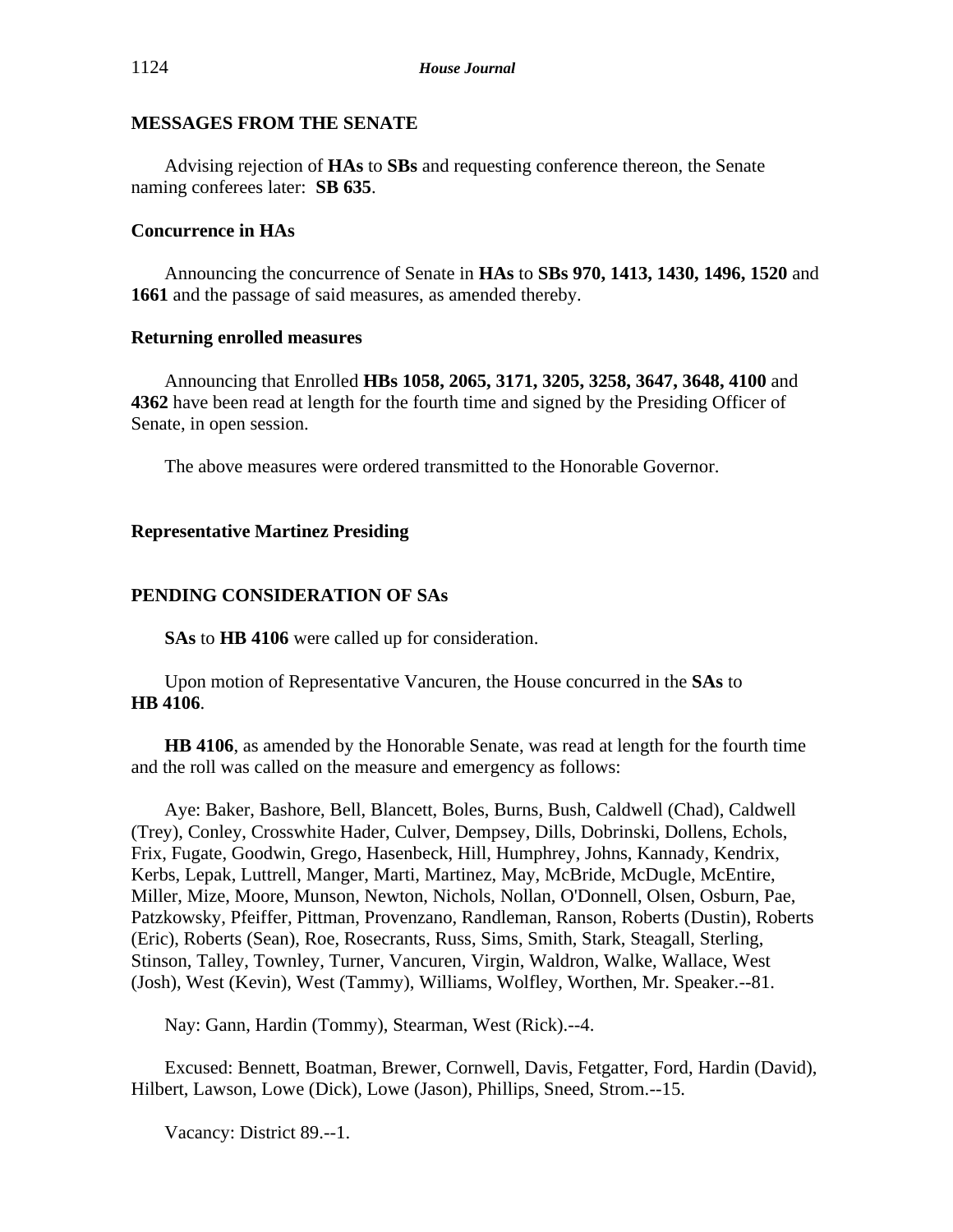## MESSAGES FROM THE SENATE

Advising rejection of **HAs** to **SBs** and requesting conference thereon, the Senate naming conferees later: **SB 635**.

### Concurrence in HAs

Announcing the concurrence of Senate in **HAs** to **SBs 970, 1413, 1430, 1496, 1520** and **1661** and the passage of said measures, as amended thereby.

### Returning enrolled measures

Announcing that Enrolled **HBs 1058, 2065, 3171, 3205, 3258, 3647, 3648, 4100** and **4362** have been read at length for the fourth time and signed by the Presiding Officer of Senate, in open session.

The above measures were ordered transmitted to the Honorable Governor.

### Representative Martinez Presiding

## PENDING CONSIDERATION OF SAs

**SAs** to **HB 4106** were called up for consideration.

Upon motion of Representative Vancuren, the House concurred in the **SAs** to **HB 4106**.

**HB 4106**, as amended by the Honorable Senate, was read at length for the fourth time and the roll was called on the measure and emergency as follows:

Aye: Baker, Bashore, Bell, Blancett, Boles, Burns, Bush, Caldwell (Chad), Caldwell (Trey), Conley, Crosswhite Hader, Culver, Dempsey, Dills, Dobrinski, Dollens, Echols, Frix, Fugate, Goodwin, Grego, Hasenbeck, Hill, Humphrey, Johns, Kannady, Kendrix, Kerbs, Lepak, Luttrell, Manger, Marti, Martinez, May, McBride, McDugle, McEntire, Miller, Mize, Moore, Munson, Newton, Nichols, Nollan, O'Donnell, Olsen, Osburn, Pae, Patzkowsky, Pfeiffer, Pittman, Provenzano, Randleman, Ranson, Roberts (Dustin), Roberts (Eric), Roberts (Sean), Roe, Rosecrants, Russ, Sims, Smith, Stark, Steagall, Sterling, Stinson, Talley, Townley, Turner, Vancuren, Virgin, Waldron, Walke, Wallace, West (Josh), West (Kevin), West (Tammy), Williams, Wolfley, Worthen, Mr. Speaker.--81.

Nay: Gann, Hardin (Tommy), Stearman, West (Rick).--4.

Excused: Bennett, Boatman, Brewer, Cornwell, Davis, Fetgatter, Ford, Hardin (David), Hilbert, Lawson, Lowe (Dick), Lowe (Jason), Phillips, Sneed, Strom.--15.

Vacancy: District 89.--1.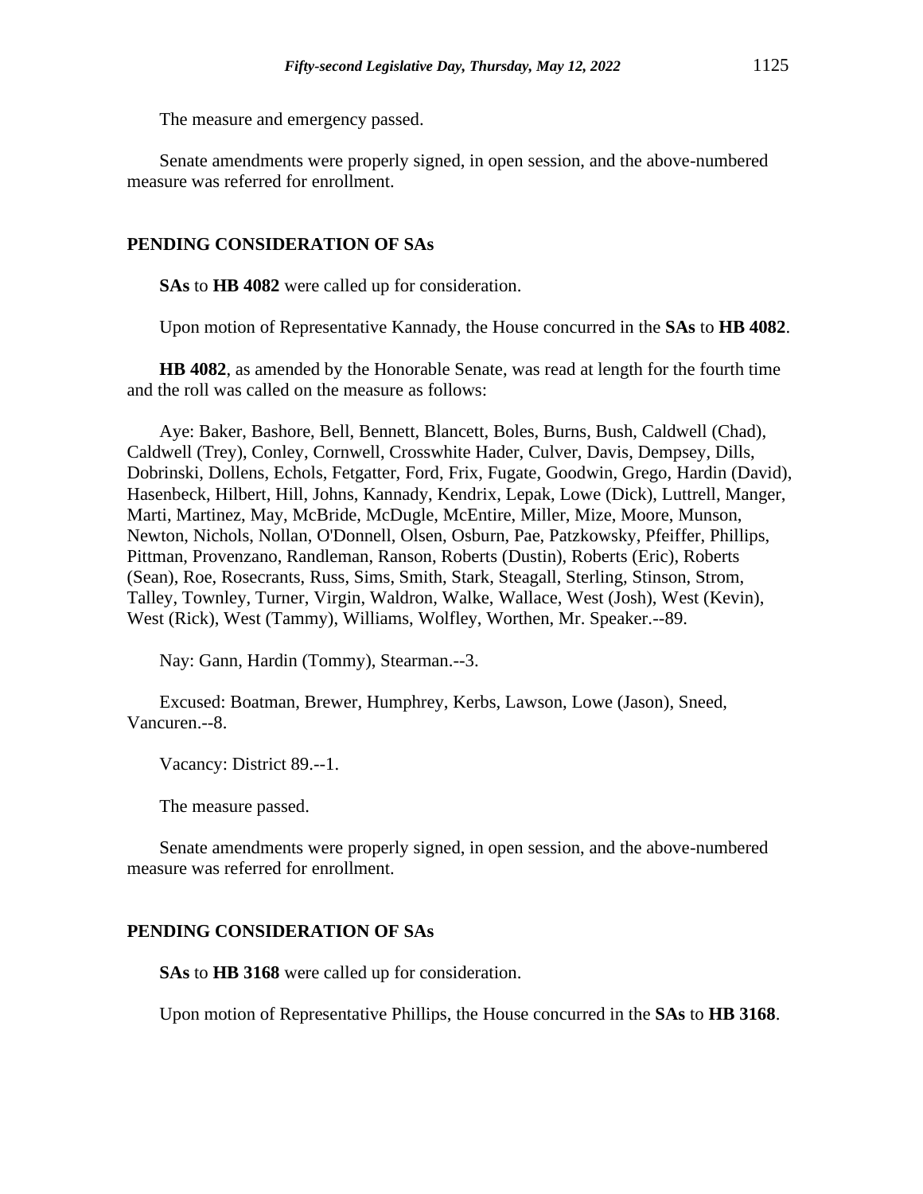The measure and emergency passed.

Senate amendments were properly signed, in open session, and the above-numbered measure was referred for enrollment.

## PENDING CONSIDERATION OF SAs

**SAs** to **HB 4082** were called up for consideration.

Upon motion of Representative Kannady, the House concurred in the **SAs** to **HB 4082**.

**HB 4082**, as amended by the Honorable Senate, was read at length for the fourth time and the roll was called on the measure as follows:

Aye: Baker, Bashore, Bell, Bennett, Blancett, Boles, Burns, Bush, Caldwell (Chad), Caldwell (Trey), Conley, Cornwell, Crosswhite Hader, Culver, Davis, Dempsey, Dills, Dobrinski, Dollens, Echols, Fetgatter, Ford, Frix, Fugate, Goodwin, Grego, Hardin (David), Hasenbeck, Hilbert, Hill, Johns, Kannady, Kendrix, Lepak, Lowe (Dick), Luttrell, Manger, Marti, Martinez, May, McBride, McDugle, McEntire, Miller, Mize, Moore, Munson, Newton, Nichols, Nollan, O'Donnell, Olsen, Osburn, Pae, Patzkowsky, Pfeiffer, Phillips, Pittman, Provenzano, Randleman, Ranson, Roberts (Dustin), Roberts (Eric), Roberts (Sean), Roe, Rosecrants, Russ, Sims, Smith, Stark, Steagall, Sterling, Stinson, Strom, Talley, Townley, Turner, Virgin, Waldron, Walke, Wallace, West (Josh), West (Kevin), West (Rick), West (Tammy), Williams, Wolfley, Worthen, Mr. Speaker.--89.

Nay: Gann, Hardin (Tommy), Stearman.--3.

Excused: Boatman, Brewer, Humphrey, Kerbs, Lawson, Lowe (Jason), Sneed, Vancuren.--8.

Vacancy: District 89.--1.

The measure passed.

Senate amendments were properly signed, in open session, and the above-numbered measure was referred for enrollment.

## PENDING CONSIDERATION OF SAs

**SAs** to **HB 3168** were called up for consideration.

Upon motion of Representative Phillips, the House concurred in the **SAs** to **HB 3168**.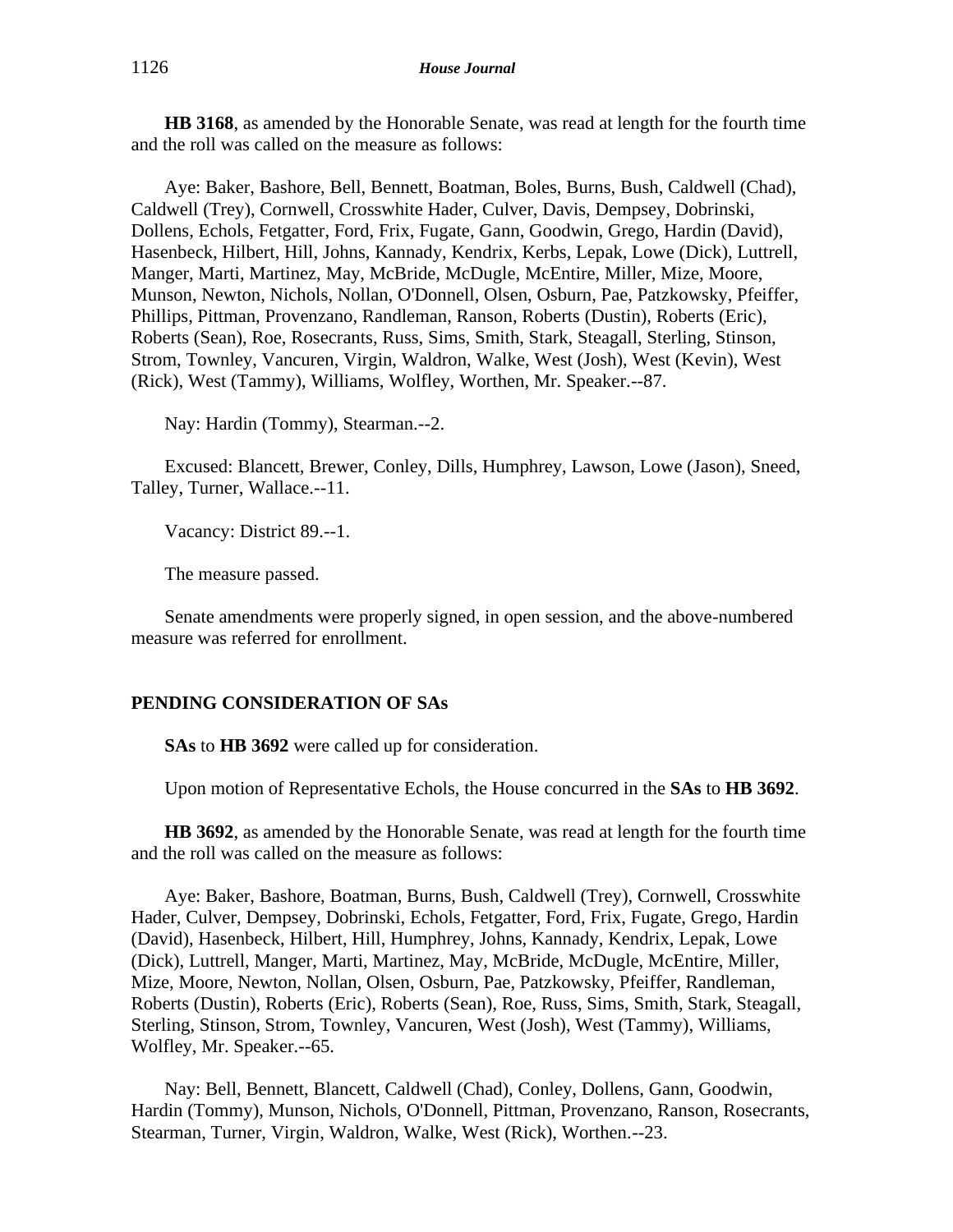**HB 3168**, as amended by the Honorable Senate, was read at length for the fourth time and the roll was called on the measure as follows:

Aye: Baker, Bashore, Bell, Bennett, Boatman, Boles, Burns, Bush, Caldwell (Chad), Caldwell (Trey), Cornwell, Crosswhite Hader, Culver, Davis, Dempsey, Dobrinski, Dollens, Echols, Fetgatter, Ford, Frix, Fugate, Gann, Goodwin, Grego, Hardin (David), Hasenbeck, Hilbert, Hill, Johns, Kannady, Kendrix, Kerbs, Lepak, Lowe (Dick), Luttrell, Manger, Marti, Martinez, May, McBride, McDugle, McEntire, Miller, Mize, Moore, Munson, Newton, Nichols, Nollan, O'Donnell, Olsen, Osburn, Pae, Patzkowsky, Pfeiffer, Phillips, Pittman, Provenzano, Randleman, Ranson, Roberts (Dustin), Roberts (Eric), Roberts (Sean), Roe, Rosecrants, Russ, Sims, Smith, Stark, Steagall, Sterling, Stinson, Strom, Townley, Vancuren, Virgin, Waldron, Walke, West (Josh), West (Kevin), West (Rick), West (Tammy), Williams, Wolfley, Worthen, Mr. Speaker.--87.

Nay: Hardin (Tommy), Stearman.--2.

Excused: Blancett, Brewer, Conley, Dills, Humphrey, Lawson, Lowe (Jason), Sneed, Talley, Turner, Wallace.--11.

Vacancy: District 89.--1.

The measure passed.

Senate amendments were properly signed, in open session, and the above-numbered measure was referred for enrollment.

## PENDING CONSIDERATION OF SAs

**SAs** to **HB 3692** were called up for consideration.

Upon motion of Representative Echols, the House concurred in the **SAs** to **HB 3692**.

**HB 3692**, as amended by the Honorable Senate, was read at length for the fourth time and the roll was called on the measure as follows:

Aye: Baker, Bashore, Boatman, Burns, Bush, Caldwell (Trey), Cornwell, Crosswhite Hader, Culver, Dempsey, Dobrinski, Echols, Fetgatter, Ford, Frix, Fugate, Grego, Hardin (David), Hasenbeck, Hilbert, Hill, Humphrey, Johns, Kannady, Kendrix, Lepak, Lowe (Dick), Luttrell, Manger, Marti, Martinez, May, McBride, McDugle, McEntire, Miller, Mize, Moore, Newton, Nollan, Olsen, Osburn, Pae, Patzkowsky, Pfeiffer, Randleman, Roberts (Dustin), Roberts (Eric), Roberts (Sean), Roe, Russ, Sims, Smith, Stark, Steagall, Sterling, Stinson, Strom, Townley, Vancuren, West (Josh), West (Tammy), Williams, Wolfley, Mr. Speaker.--65.

Nay: Bell, Bennett, Blancett, Caldwell (Chad), Conley, Dollens, Gann, Goodwin, Hardin (Tommy), Munson, Nichols, O'Donnell, Pittman, Provenzano, Ranson, Rosecrants, Stearman, Turner, Virgin, Waldron, Walke, West (Rick), Worthen.--23.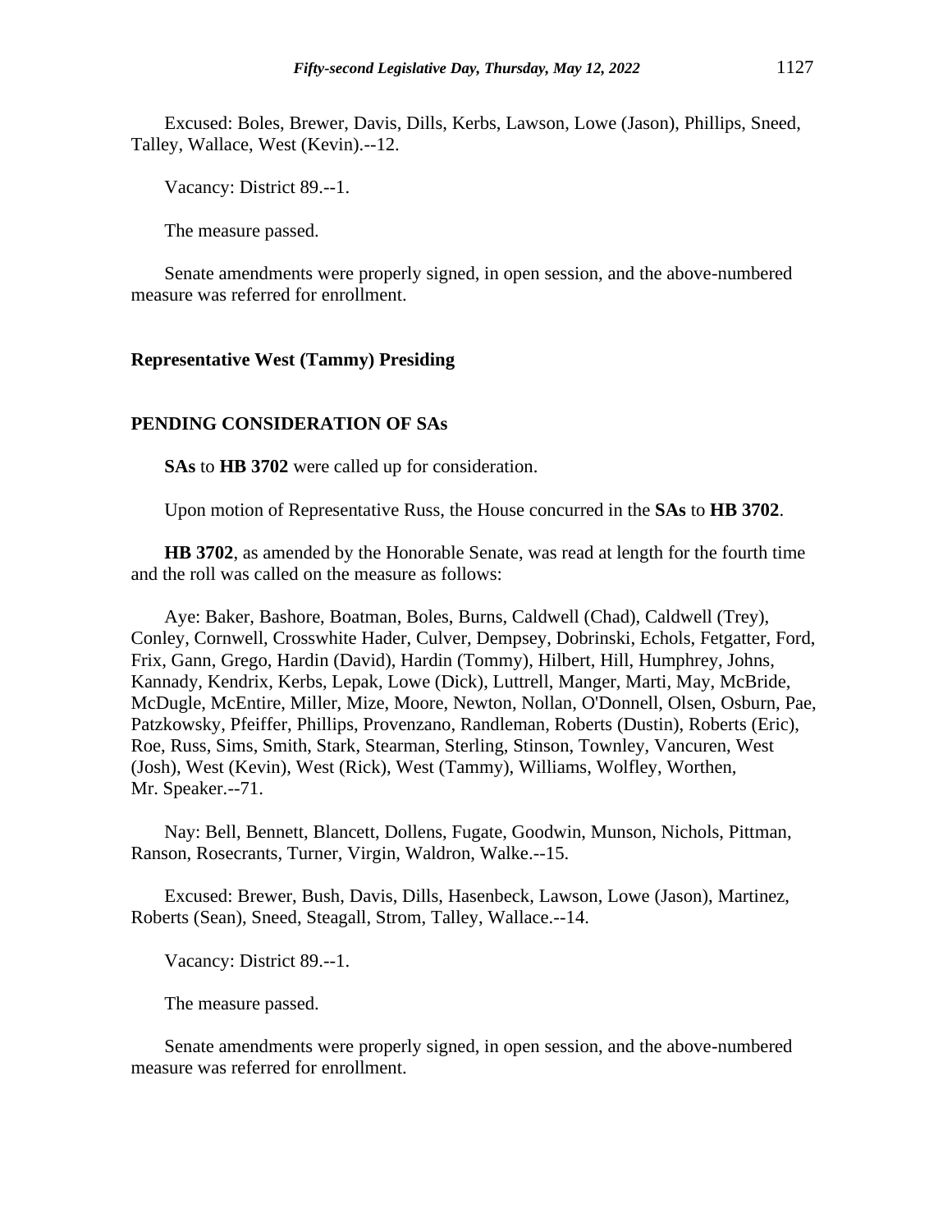Excused: Boles, Brewer, Davis, Dills, Kerbs, Lawson, Lowe (Jason), Phillips, Sneed, Talley, Wallace, West (Kevin).--12.

Vacancy: District 89.--1.

The measure passed.

Senate amendments were properly signed, in open session, and the above-numbered measure was referred for enrollment.

**Representative West (Tammy) Presiding**

**PENDING CONSIDERATION OF SAs**

**SAs** to **HB 3702** were called up for consideration.

Upon motion of Representative Russ, the House concurred in the **SAs** to **HB 3702**.

**HB 3702**, as amended by the Honorable Senate, was read at length for the fourth time and the roll was called on the measure as follows:

Aye: Baker, Bashore, Boatman, Boles, Burns, Caldwell (Chad), Caldwell (Trey), Conley, Cornwell, Crosswhite Hader, Culver, Dempsey, Dobrinski, Echols, Fetgatter, Ford, Frix, Gann, Grego, Hardin (David), Hardin (Tommy), Hilbert, Hill, Humphrey, Johns, Kannady, Kendrix, Kerbs, Lepak, Lowe (Dick), Luttrell, Manger, Marti, May, McBride, McDugle, McEntire, Miller, Mize, Moore, Newton, Nollan, O'Donnell, Olsen, Osburn, Pae, Patzkowsky, Pfeiffer, Phillips, Provenzano, Randleman, Roberts (Dustin), Roberts (Eric), Roe, Russ, Sims, Smith, Stark, Stearman, Sterling, Stinson, Townley, Vancuren, West (Josh), West (Kevin), West (Rick), West (Tammy), Williams, Wolfley, Worthen, Mr. Speaker.--71.

Nay: Bell, Bennett, Blancett, Dollens, Fugate, Goodwin, Munson, Nichols, Pittman, Ranson, Rosecrants, Turner, Virgin, Waldron, Walke.--15.

Excused: Brewer, Bush, Davis, Dills, Hasenbeck, Lawson, Lowe (Jason), Martinez, Roberts (Sean), Sneed, Steagall, Strom, Talley, Wallace.--14.

Vacancy: District 89.--1.

The measure passed.

Senate amendments were properly signed, in open session, and the above-numbered measure was referred for enrollment.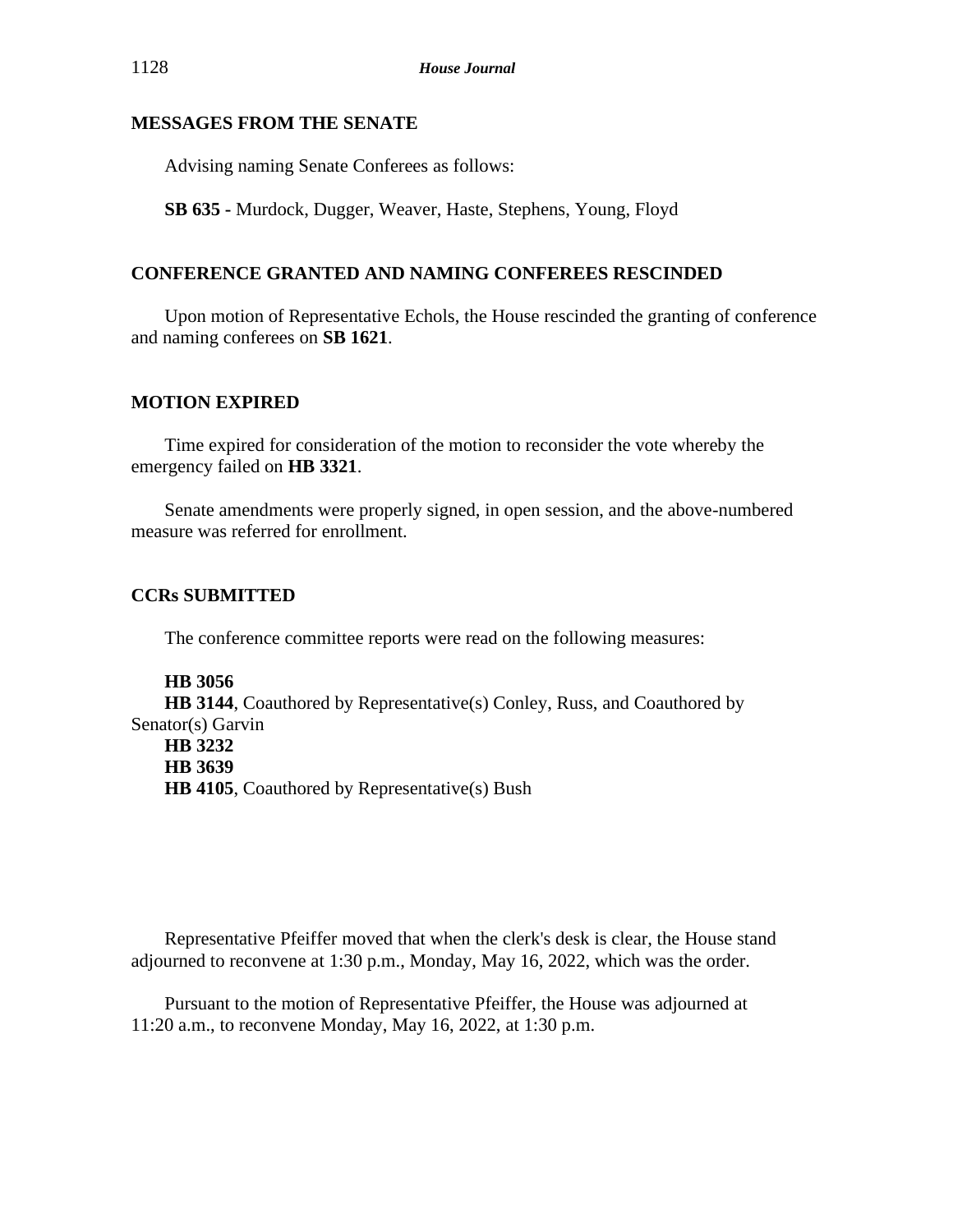## MESSAGES FROM THE SENATE

Advising naming Senate Conferees as follows:

**SB 635 -** Murdock, Dugger, Weaver, Haste, Stephens, Young, Floyd

## CONFERENCE GRANTED AND NAMING CONFEREES RESCINDED

Upon motion of Representative Echols, the House rescinded the granting of conference and naming conferees on **SB 1621**.

## MOTION EXPIRED

Time expired for consideration of the motion to reconsider the vote whereby the emergency failed on **HB 3321**.

Senate amendments were properly signed, in open session, and the above-numbered measure was referred for enrollment.

## CCRs SUBMITTED

The conference committee reports were read on the following measures:

**HB 3056**
**HB 3144**, Coauthored by Representative(s) Conley, Russ, and Coauthored by Senator(s) Garvin
**HB 3232**
**HB 3639**
**HB 4105**, Coauthored by Representative(s) Bush

Representative Pfeiffer moved that when the clerk's desk is clear, the House stand adjourned to reconvene at 1:30 p.m., Monday, May 16, 2022, which was the order.

Pursuant to the motion of Representative Pfeiffer, the House was adjourned at 11:20 a.m., to reconvene Monday, May 16, 2022, at 1:30 p.m.